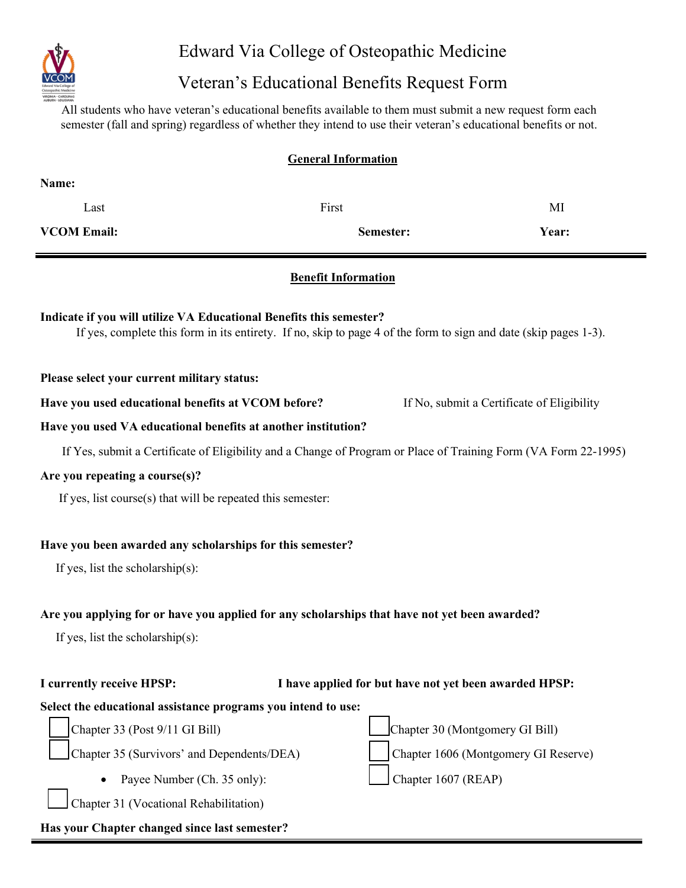# Edward Via College of Osteopathic Medicine

## Veteran's Educational Benefits Request Form

All students who have veteran's educational benefits available to them must submit a new request form each semester (fall and spring) regardless of whether they intend to use their veteran's educational benefits or not.

### General Information

**Name:**

Last First MI

**VCOM Email:** **Semester:** **Year:**

---

### Benefit Information

**Indicate if you will utilize VA Educational Benefits this semester?**

If yes, complete this form in its entirety. If no, skip to page 4 of the form to sign and date (skip pages 1-3).

**Please select your current military status:**

**Have you used educational benefits at VCOM before?** If No, submit a Certificate of Eligibility

**Have you used VA educational benefits at another institution?**

If Yes, submit a Certificate of Eligibility and a Change of Program or Place of Training Form (VA Form 22-1995)

**Are you repeating a course(s)?**

If yes, list course(s) that will be repeated this semester:

**Have you been awarded any scholarships for this semester?**

If yes, list the scholarship(s):

**Are you applying for or have you applied for any scholarships that have not yet been awarded?**

If yes, list the scholarship(s):

**I currently receive HPSP:** **I have applied for but have not yet been awarded HPSP:**

**Select the educational assistance programs you intend to use:**

- ☐ Chapter 33 (Post 9/11 GI Bill)
- ☐ Chapter 35 (Survivors' and Dependents/DEA)
  - Payee Number (Ch. 35 only):
- ☐ Chapter 31 (Vocational Rehabilitation)
- ☐ Chapter 30 (Montgomery GI Bill)
- ☐ Chapter 1606 (Montgomery GI Reserve)
- ☐ Chapter 1607 (REAP)

**Has your Chapter changed since last semester?**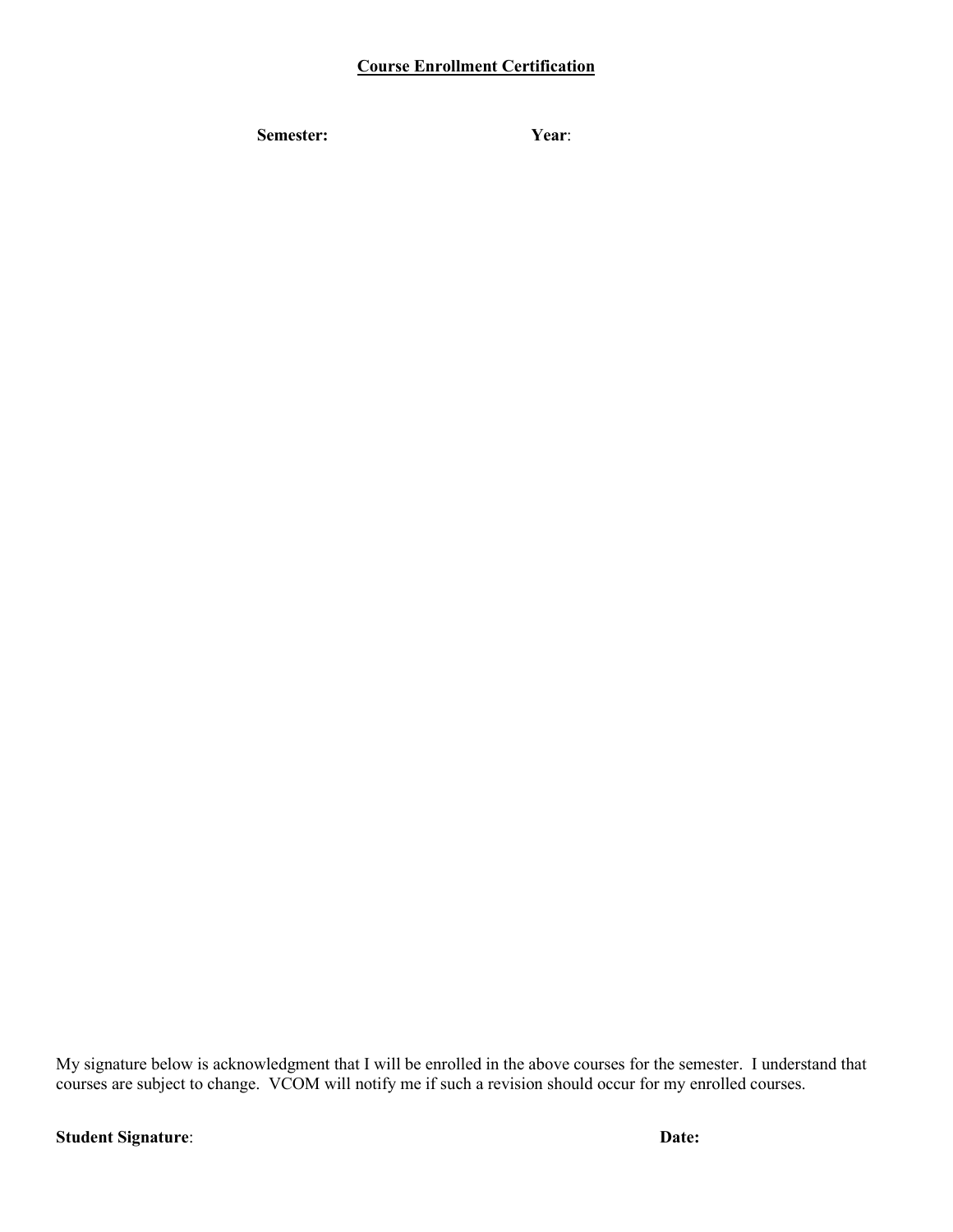**Course Enrollment Certification**

**Semester:** **Year**:

My signature below is acknowledgment that I will be enrolled in the above courses for the semester. I understand that courses are subject to change. VCOM will notify me if such a revision should occur for my enrolled courses.

**Student Signature**: **Date:**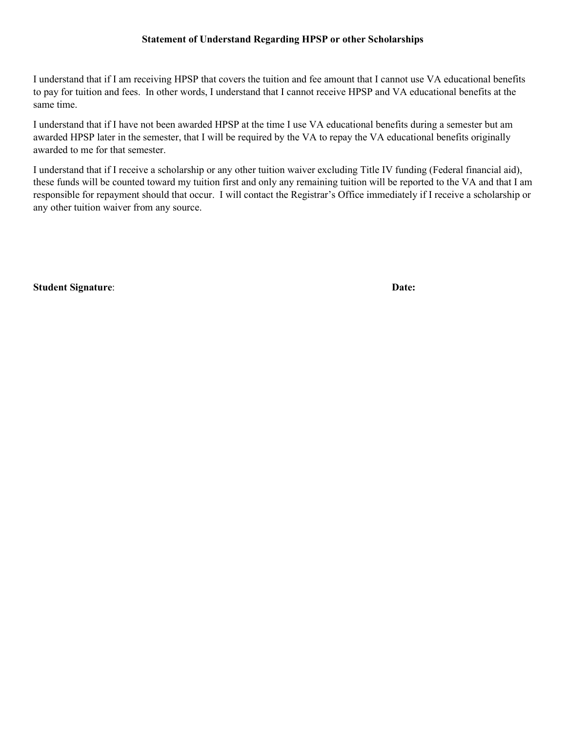**Statement of Understand Regarding HPSP or other Scholarships**

I understand that if I am receiving HPSP that covers the tuition and fee amount that I cannot use VA educational benefits to pay for tuition and fees. In other words, I understand that I cannot receive HPSP and VA educational benefits at the same time.

I understand that if I have not been awarded HPSP at the time I use VA educational benefits during a semester but am awarded HPSP later in the semester, that I will be required by the VA to repay the VA educational benefits originally awarded to me for that semester.

I understand that if I receive a scholarship or any other tuition waiver excluding Title IV funding (Federal financial aid), these funds will be counted toward my tuition first and only any remaining tuition will be reported to the VA and that I am responsible for repayment should that occur. I will contact the Registrar's Office immediately if I receive a scholarship or any other tuition waiver from any source.

**Student Signature**: **Date:**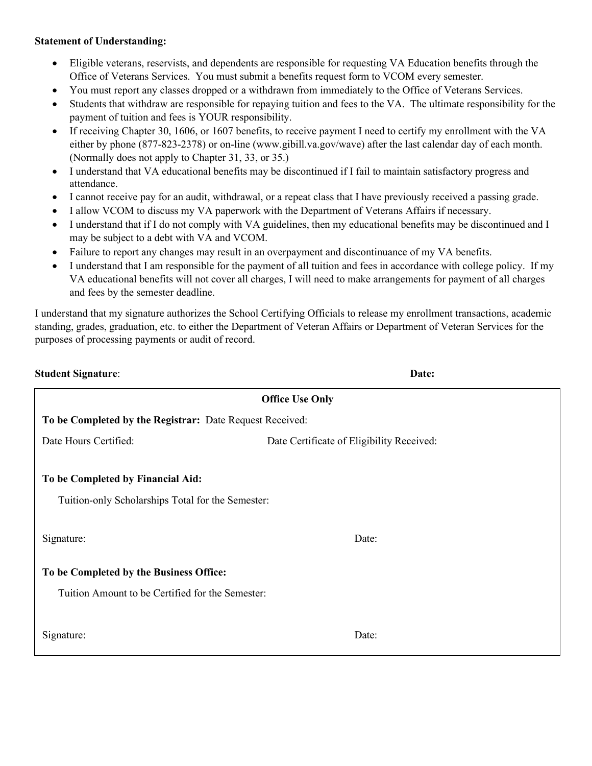**Statement of Understanding:**

- Eligible veterans, reservists, and dependents are responsible for requesting VA Education benefits through the Office of Veterans Services. You must submit a benefits request form to VCOM every semester.
- You must report any classes dropped or a withdrawn from immediately to the Office of Veterans Services.
- Students that withdraw are responsible for repaying tuition and fees to the VA. The ultimate responsibility for the payment of tuition and fees is YOUR responsibility.
- If receiving Chapter 30, 1606, or 1607 benefits, to receive payment I need to certify my enrollment with the VA either by phone (877-823-2378) or on-line (www.gibill.va.gov/wave) after the last calendar day of each month. (Normally does not apply to Chapter 31, 33, or 35.)
- I understand that VA educational benefits may be discontinued if I fail to maintain satisfactory progress and attendance.
- I cannot receive pay for an audit, withdrawal, or a repeat class that I have previously received a passing grade.
- I allow VCOM to discuss my VA paperwork with the Department of Veterans Affairs if necessary.
- I understand that if I do not comply with VA guidelines, then my educational benefits may be discontinued and I may be subject to a debt with VA and VCOM.
- Failure to report any changes may result in an overpayment and discontinuance of my VA benefits.
- I understand that I am responsible for the payment of all tuition and fees in accordance with college policy. If my VA educational benefits will not cover all charges, I will need to make arrangements for payment of all charges and fees by the semester deadline.

I understand that my signature authorizes the School Certifying Officials to release my enrollment transactions, academic standing, grades, graduation, etc. to either the Department of Veteran Affairs or Department of Veteran Services for the purposes of processing payments or audit of record.

**Student Signature**: **Date:**

**Office Use Only**

**To be Completed by the Registrar:** Date Request Received:

Date Hours Certified: Date Certificate of Eligibility Received:

**To be Completed by Financial Aid:**

Tuition-only Scholarships Total for the Semester:

Signature: Date:

**To be Completed by the Business Office:**

Tuition Amount to be Certified for the Semester:

Signature: Date: